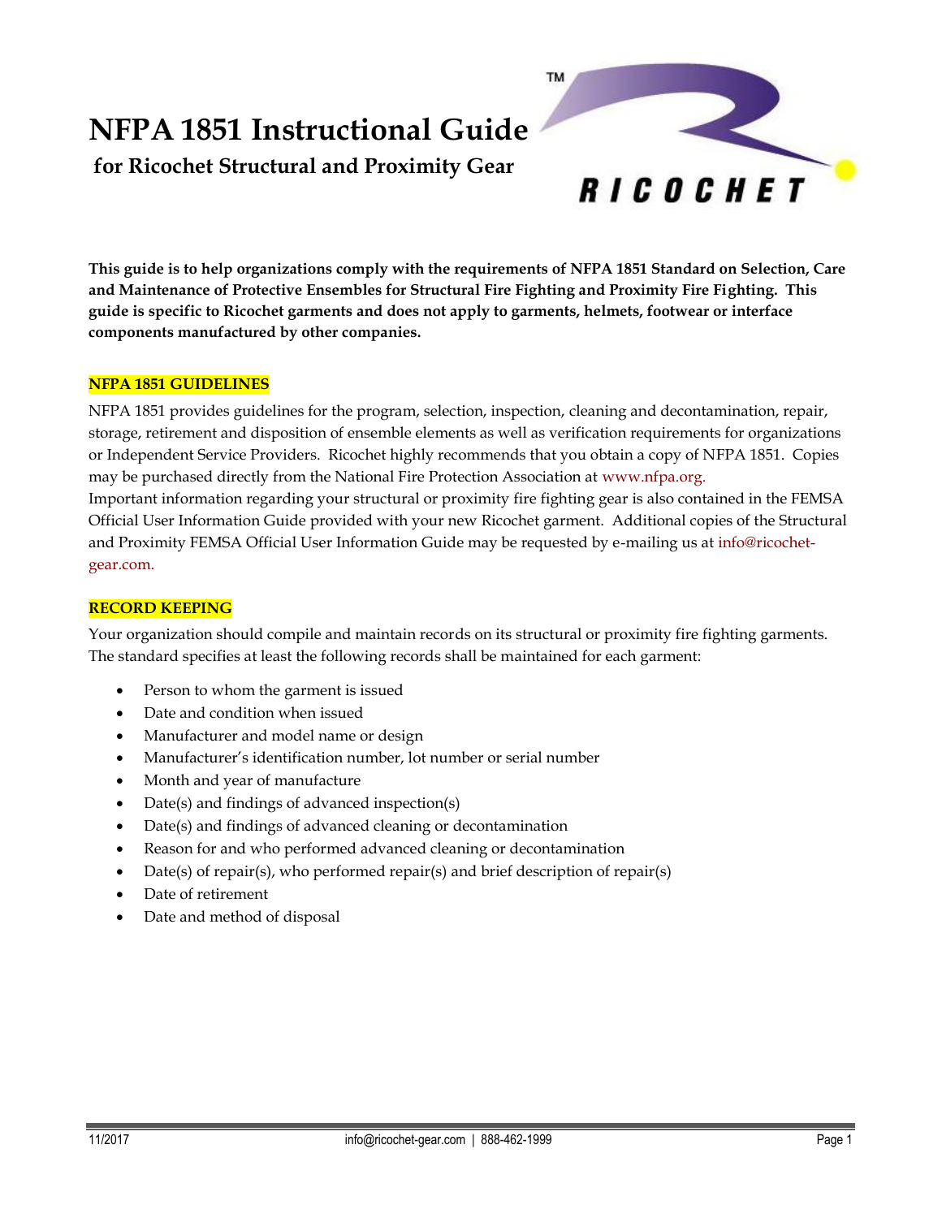# NFPA 1851 Instructional Guide

## for Ricochet Structural and Proximity Gear

**This guide is to help organizations comply with the requirements of NFPA 1851 Standard on Selection, Care and Maintenance of Protective Ensembles for Structural Fire Fighting and Proximity Fire Fighting. This guide is specific to Ricochet garments and does not apply to garments, helmets, footwear or interface components manufactured by other companies.**

### NFPA 1851 GUIDELINES

NFPA 1851 provides guidelines for the program, selection, inspection, cleaning and decontamination, repair, storage, retirement and disposition of ensemble elements as well as verification requirements for organizations or Independent Service Providers. Ricochet highly recommends that you obtain a copy of NFPA 1851. Copies may be purchased directly from the National Fire Protection Association at www.nfpa.org.

Important information regarding your structural or proximity fire fighting gear is also contained in the FEMSA Official User Information Guide provided with your new Ricochet garment. Additional copies of the Structural and Proximity FEMSA Official User Information Guide may be requested by e-mailing us at info@ricochet-gear.com.

### RECORD KEEPING

Your organization should compile and maintain records on its structural or proximity fire fighting garments. The standard specifies at least the following records shall be maintained for each garment:

- Person to whom the garment is issued
- Date and condition when issued
- Manufacturer and model name or design
- Manufacturer's identification number, lot number or serial number
- Month and year of manufacture
- Date(s) and findings of advanced inspection(s)
- Date(s) and findings of advanced cleaning or decontamination
- Reason for and who performed advanced cleaning or decontamination
- Date(s) of repair(s), who performed repair(s) and brief description of repair(s)
- Date of retirement
- Date and method of disposal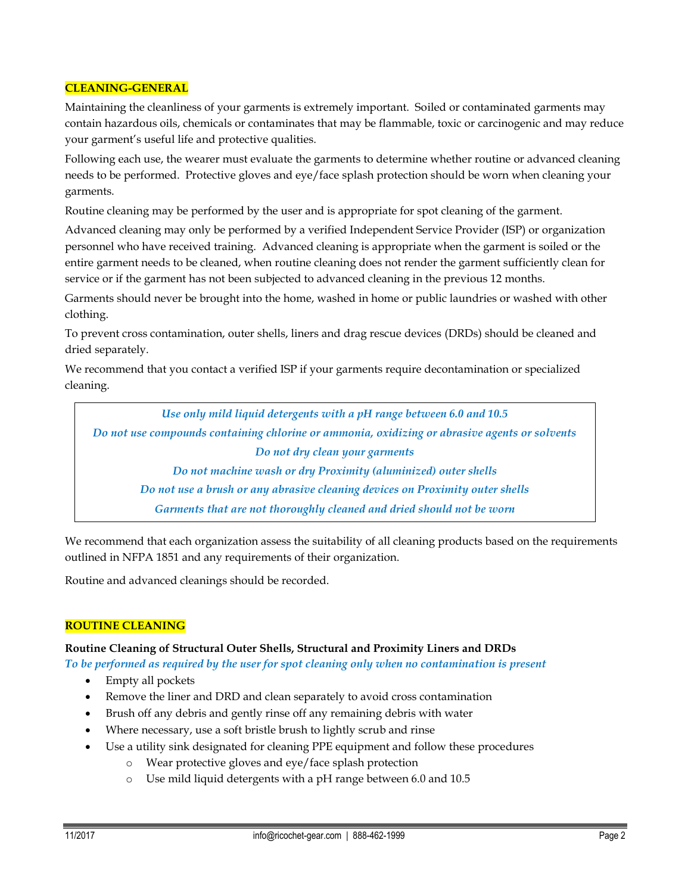## CLEANING-GENERAL

Maintaining the cleanliness of your garments is extremely important. Soiled or contaminated garments may contain hazardous oils, chemicals or contaminates that may be flammable, toxic or carcinogenic and may reduce your garment's useful life and protective qualities.

Following each use, the wearer must evaluate the garments to determine whether routine or advanced cleaning needs to be performed. Protective gloves and eye/face splash protection should be worn when cleaning your garments.

Routine cleaning may be performed by the user and is appropriate for spot cleaning of the garment.

Advanced cleaning may only be performed by a verified Independent Service Provider (ISP) or organization personnel who have received training. Advanced cleaning is appropriate when the garment is soiled or the entire garment needs to be cleaned, when routine cleaning does not render the garment sufficiently clean for service or if the garment has not been subjected to advanced cleaning in the previous 12 months.

Garments should never be brought into the home, washed in home or public laundries or washed with other clothing.

To prevent cross contamination, outer shells, liners and drag rescue devices (DRDs) should be cleaned and dried separately.

We recommend that you contact a verified ISP if your garments require decontamination or specialized cleaning.

*Use only mild liquid detergents with a pH range between 6.0 and 10.5*

*Do not use compounds containing chlorine or ammonia, oxidizing or abrasive agents or solvents*

*Do not dry clean your garments*

*Do not machine wash or dry Proximity (aluminized) outer shells*

*Do not use a brush or any abrasive cleaning devices on Proximity outer shells*

*Garments that are not thoroughly cleaned and dried should not be worn*

We recommend that each organization assess the suitability of all cleaning products based on the requirements outlined in NFPA 1851 and any requirements of their organization.

Routine and advanced cleanings should be recorded.

## ROUTINE CLEANING

**Routine Cleaning of Structural Outer Shells, Structural and Proximity Liners and DRDs**

*To be performed as required by the user for spot cleaning only when no contamination is present*

- Empty all pockets
- Remove the liner and DRD and clean separately to avoid cross contamination
- Brush off any debris and gently rinse off any remaining debris with water
- Where necessary, use a soft bristle brush to lightly scrub and rinse
- Use a utility sink designated for cleaning PPE equipment and follow these procedures
  - Wear protective gloves and eye/face splash protection
  - Use mild liquid detergents with a pH range between 6.0 and 10.5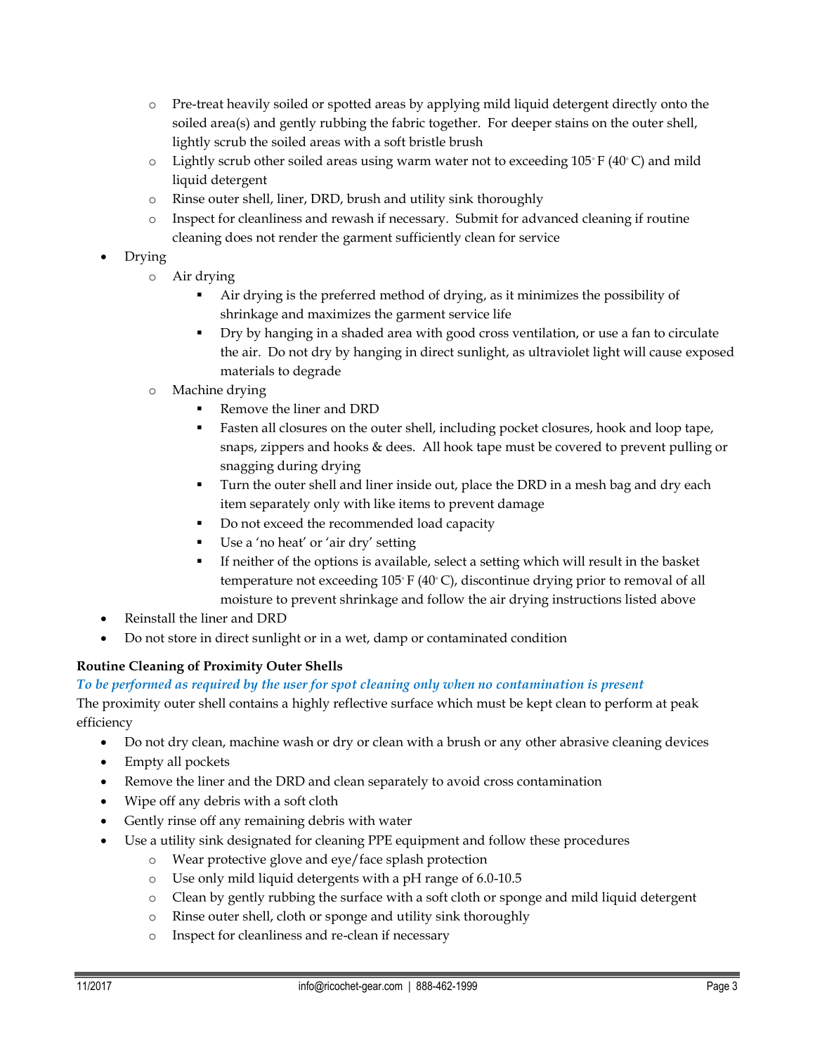- Pre-treat heavily soiled or spotted areas by applying mild liquid detergent directly onto the soiled area(s) and gently rubbing the fabric together. For deeper stains on the outer shell, lightly scrub the soiled areas with a soft bristle brush
   - Lightly scrub other soiled areas using warm water not to exceeding 105° F (40° C) and mild liquid detergent
   - Rinse outer shell, liner, DRD, brush and utility sink thoroughly
   - Inspect for cleanliness and rewash if necessary. Submit for advanced cleaning if routine cleaning does not render the garment sufficiently clean for service
- Drying
   - Air drying
      - Air drying is the preferred method of drying, as it minimizes the possibility of shrinkage and maximizes the garment service life
      - Dry by hanging in a shaded area with good cross ventilation, or use a fan to circulate the air. Do not dry by hanging in direct sunlight, as ultraviolet light will cause exposed materials to degrade
   - Machine drying
      - Remove the liner and DRD
      - Fasten all closures on the outer shell, including pocket closures, hook and loop tape, snaps, zippers and hooks & dees. All hook tape must be covered to prevent pulling or snagging during drying
      - Turn the outer shell and liner inside out, place the DRD in a mesh bag and dry each item separately only with like items to prevent damage
      - Do not exceed the recommended load capacity
      - Use a 'no heat' or 'air dry' setting
      - If neither of the options is available, select a setting which will result in the basket temperature not exceeding 105° F (40° C), discontinue drying prior to removal of all moisture to prevent shrinkage and follow the air drying instructions listed above
- Reinstall the liner and DRD
- Do not store in direct sunlight or in a wet, damp or contaminated condition

**Routine Cleaning of Proximity Outer Shells**

***To be performed as required by the user for spot cleaning only when no contamination is present***

The proximity outer shell contains a highly reflective surface which must be kept clean to perform at peak efficiency

- Do not dry clean, machine wash or dry or clean with a brush or any other abrasive cleaning devices
- Empty all pockets
- Remove the liner and the DRD and clean separately to avoid cross contamination
- Wipe off any debris with a soft cloth
- Gently rinse off any remaining debris with water
- Use a utility sink designated for cleaning PPE equipment and follow these procedures
   - Wear protective glove and eye/face splash protection
   - Use only mild liquid detergents with a pH range of 6.0-10.5
   - Clean by gently rubbing the surface with a soft cloth or sponge and mild liquid detergent
   - Rinse outer shell, cloth or sponge and utility sink thoroughly
   - Inspect for cleanliness and re-clean if necessary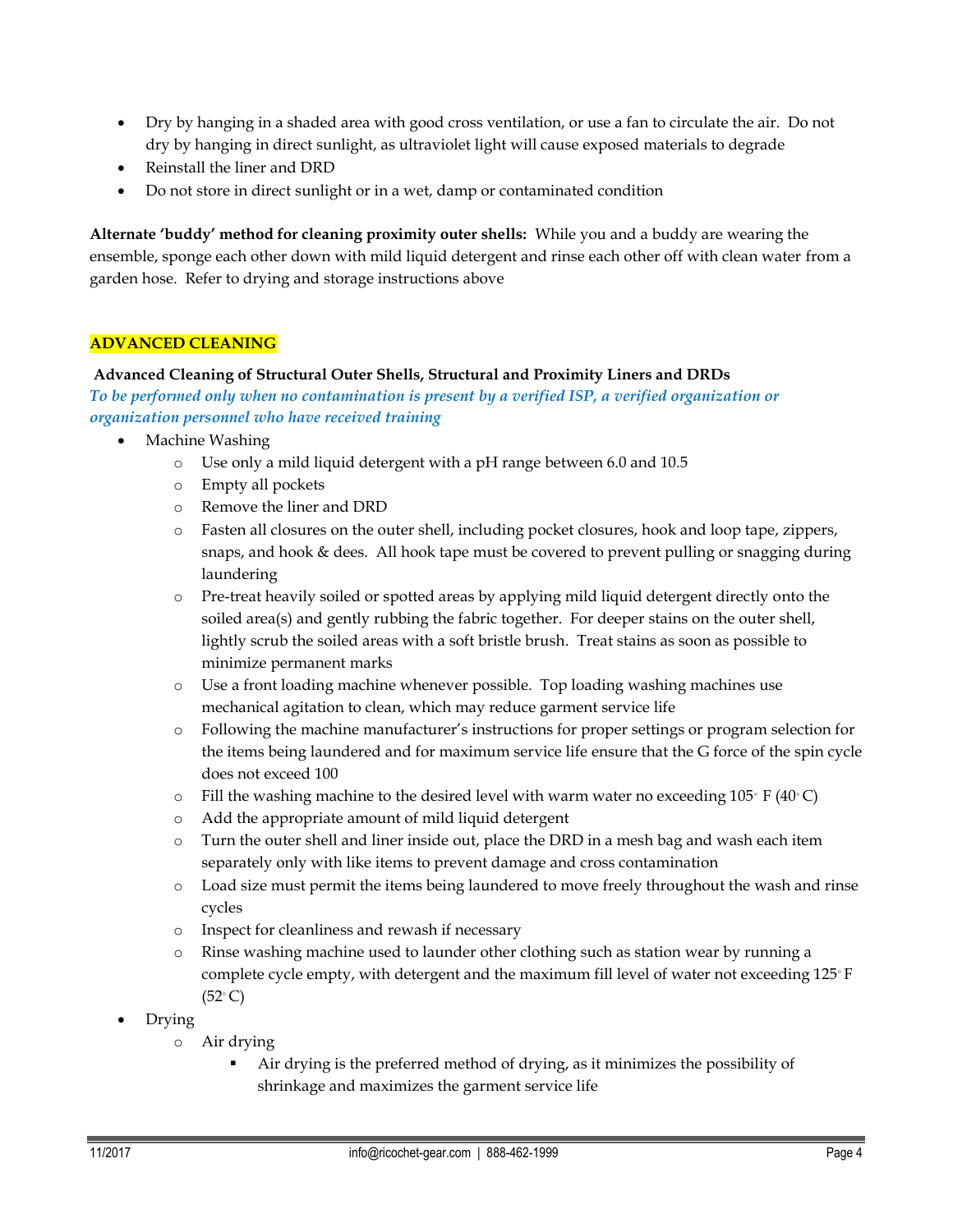- Dry by hanging in a shaded area with good cross ventilation, or use a fan to circulate the air. Do not dry by hanging in direct sunlight, as ultraviolet light will cause exposed materials to degrade
- Reinstall the liner and DRD
- Do not store in direct sunlight or in a wet, damp or contaminated condition

**Alternate 'buddy' method for cleaning proximity outer shells:** While you and a buddy are wearing the ensemble, sponge each other down with mild liquid detergent and rinse each other off with clean water from a garden hose. Refer to drying and storage instructions above

## ADVANCED CLEANING

**Advanced Cleaning of Structural Outer Shells, Structural and Proximity Liners and DRDs**

***To be performed only when no contamination is present by a verified ISP, a verified organization or organization personnel who have received training***

- Machine Washing
  - Use only a mild liquid detergent with a pH range between 6.0 and 10.5
  - Empty all pockets
  - Remove the liner and DRD
  - Fasten all closures on the outer shell, including pocket closures, hook and loop tape, zippers, snaps, and hook & dees. All hook tape must be covered to prevent pulling or snagging during laundering
  - Pre-treat heavily soiled or spotted areas by applying mild liquid detergent directly onto the soiled area(s) and gently rubbing the fabric together. For deeper stains on the outer shell, lightly scrub the soiled areas with a soft bristle brush. Treat stains as soon as possible to minimize permanent marks
  - Use a front loading machine whenever possible. Top loading washing machines use mechanical agitation to clean, which may reduce garment service life
  - Following the machine manufacturer's instructions for proper settings or program selection for the items being laundered and for maximum service life ensure that the G force of the spin cycle does not exceed 100
  - Fill the washing machine to the desired level with warm water no exceeding 105° F (40° C)
  - Add the appropriate amount of mild liquid detergent
  - Turn the outer shell and liner inside out, place the DRD in a mesh bag and wash each item separately only with like items to prevent damage and cross contamination
  - Load size must permit the items being laundered to move freely throughout the wash and rinse cycles
  - Inspect for cleanliness and rewash if necessary
  - Rinse washing machine used to launder other clothing such as station wear by running a complete cycle empty, with detergent and the maximum fill level of water not exceeding 125° F (52° C)
- Drying
  - Air drying
    - Air drying is the preferred method of drying, as it minimizes the possibility of shrinkage and maximizes the garment service life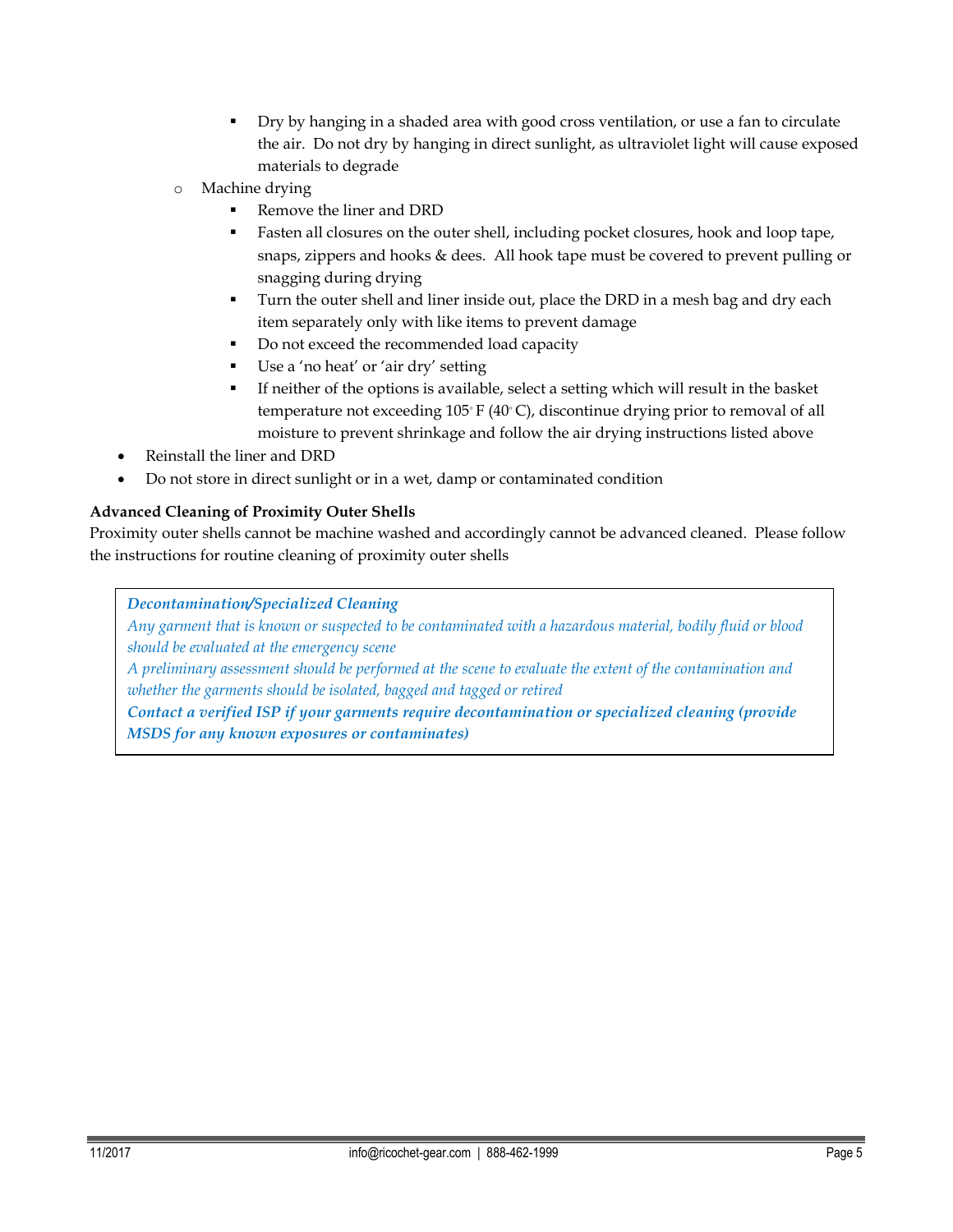- Dry by hanging in a shaded area with good cross ventilation, or use a fan to circulate the air. Do not dry by hanging in direct sunlight, as ultraviolet light will cause exposed materials to degrade
    - Machine drying
        - Remove the liner and DRD
        - Fasten all closures on the outer shell, including pocket closures, hook and loop tape, snaps, zippers and hooks & dees. All hook tape must be covered to prevent pulling or snagging during drying
        - Turn the outer shell and liner inside out, place the DRD in a mesh bag and dry each item separately only with like items to prevent damage
        - Do not exceed the recommended load capacity
        - Use a 'no heat' or 'air dry' setting
        - If neither of the options is available, select a setting which will result in the basket temperature not exceeding 105° F (40° C), discontinue drying prior to removal of all moisture to prevent shrinkage and follow the air drying instructions listed above
- Reinstall the liner and DRD
- Do not store in direct sunlight or in a wet, damp or contaminated condition

**Advanced Cleaning of Proximity Outer Shells**

Proximity outer shells cannot be machine washed and accordingly cannot be advanced cleaned. Please follow the instructions for routine cleaning of proximity outer shells

> ***Decontamination/Specialized Cleaning***
>
> *Any garment that is known or suspected to be contaminated with a hazardous material, bodily fluid or blood should be evaluated at the emergency scene*
>
> *A preliminary assessment should be performed at the scene to evaluate the extent of the contamination and whether the garments should be isolated, bagged and tagged or retired*
>
> ***Contact a verified ISP if your garments require decontamination or specialized cleaning (provide MSDS for any known exposures or contaminates)***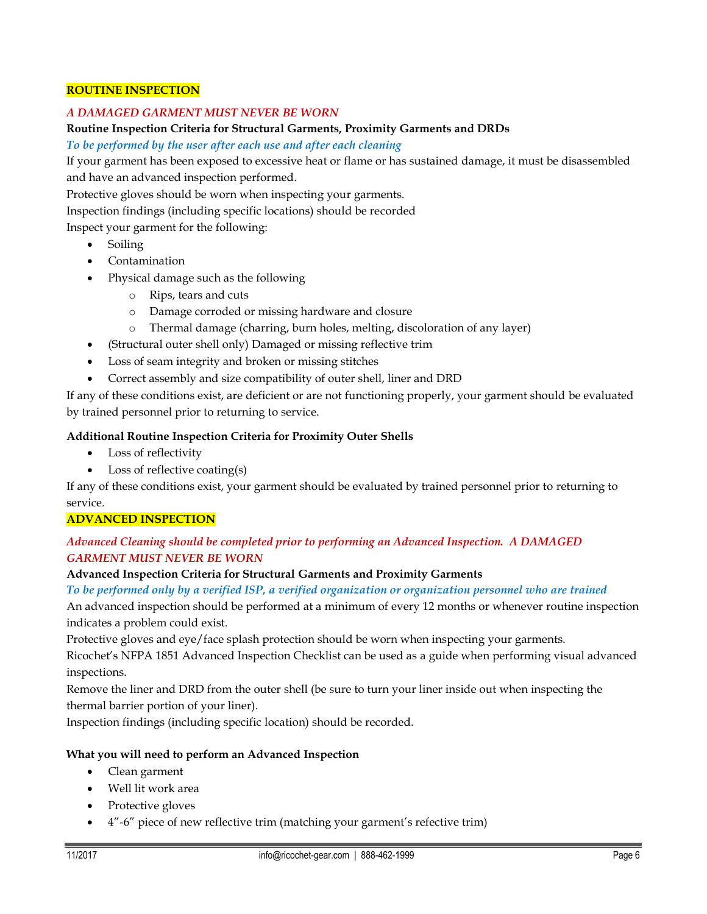## ROUTINE INSPECTION

*A DAMAGED GARMENT MUST NEVER BE WORN*

**Routine Inspection Criteria for Structural Garments, Proximity Garments and DRDs**

***To be performed by the user after each use and after each cleaning***

If your garment has been exposed to excessive heat or flame or has sustained damage, it must be disassembled and have an advanced inspection performed.

Protective gloves should be worn when inspecting your garments.

Inspection findings (including specific locations) should be recorded

Inspect your garment for the following:

- Soiling
- Contamination
- Physical damage such as the following
  - Rips, tears and cuts
  - Damage corroded or missing hardware and closure
  - Thermal damage (charring, burn holes, melting, discoloration of any layer)
- (Structural outer shell only) Damaged or missing reflective trim
- Loss of seam integrity and broken or missing stitches
- Correct assembly and size compatibility of outer shell, liner and DRD

If any of these conditions exist, are deficient or are not functioning properly, your garment should be evaluated by trained personnel prior to returning to service.

**Additional Routine Inspection Criteria for Proximity Outer Shells**

- Loss of reflectivity
- Loss of reflective coating(s)

If any of these conditions exist, your garment should be evaluated by trained personnel prior to returning to service.

## ADVANCED INSPECTION

*Advanced Cleaning should be completed prior to performing an Advanced Inspection. A DAMAGED GARMENT MUST NEVER BE WORN*

**Advanced Inspection Criteria for Structural Garments and Proximity Garments**

***To be performed only by a verified ISP, a verified organization or organization personnel who are trained***

An advanced inspection should be performed at a minimum of every 12 months or whenever routine inspection indicates a problem could exist.

Protective gloves and eye/face splash protection should be worn when inspecting your garments.

Ricochet's NFPA 1851 Advanced Inspection Checklist can be used as a guide when performing visual advanced inspections.

Remove the liner and DRD from the outer shell (be sure to turn your liner inside out when inspecting the thermal barrier portion of your liner).

Inspection findings (including specific location) should be recorded.

**What you will need to perform an Advanced Inspection**

- Clean garment
- Well lit work area
- Protective gloves
- 4"-6" piece of new reflective trim (matching your garment's refective trim)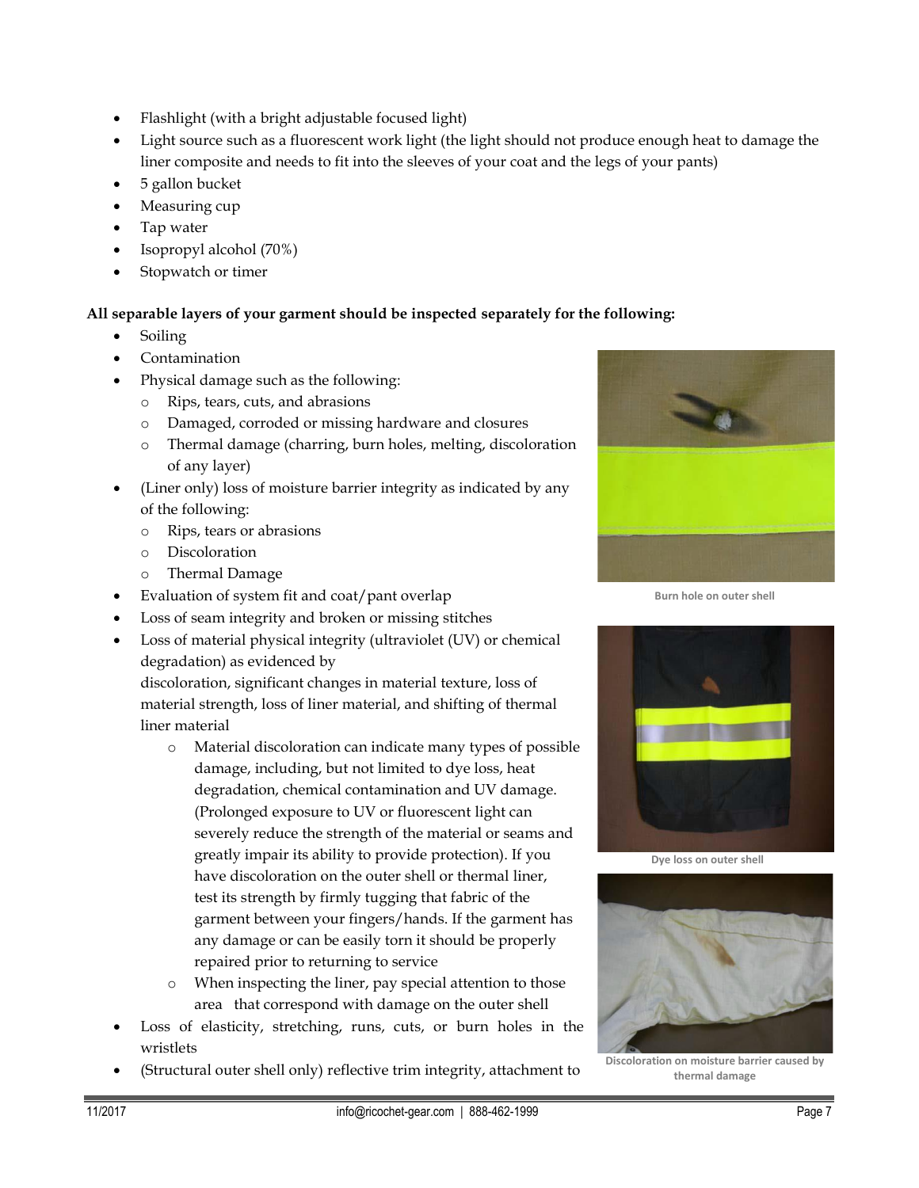- Flashlight (with a bright adjustable focused light)
- Light source such as a fluorescent work light (the light should not produce enough heat to damage the liner composite and needs to fit into the sleeves of your coat and the legs of your pants)
- 5 gallon bucket
- Measuring cup
- Tap water
- Isopropyl alcohol (70%)
- Stopwatch or timer

**All separable layers of your garment should be inspected separately for the following:**

- Soiling
- Contamination
- Physical damage such as the following:
  - Rips, tears, cuts, and abrasions
  - Damaged, corroded or missing hardware and closures
  - Thermal damage (charring, burn holes, melting, discoloration of any layer)
- (Liner only) loss of moisture barrier integrity as indicated by any of the following:
  - Rips, tears or abrasions
  - Discoloration
  - Thermal Damage
- Evaluation of system fit and coat/pant overlap
- Loss of seam integrity and broken or missing stitches
- Loss of material physical integrity (ultraviolet (UV) or chemical degradation) as evidenced by discoloration, significant changes in material texture, loss of material strength, loss of liner material, and shifting of thermal liner material
  - Material discoloration can indicate many types of possible damage, including, but not limited to dye loss, heat degradation, chemical contamination and UV damage. (Prolonged exposure to UV or fluorescent light can severely reduce the strength of the material or seams and greatly impair its ability to provide protection). If you have discoloration on the outer shell or thermal liner, test its strength by firmly tugging that fabric of the garment between your fingers/hands. If the garment has any damage or can be easily torn it should be properly repaired prior to returning to service
  - When inspecting the liner, pay special attention to those area that correspond with damage on the outer shell
- Loss of elasticity, stretching, runs, cuts, or burn holes in the wristlets
- (Structural outer shell only) reflective trim integrity, attachment to

Burn hole on outer shell

Dye loss on outer shell

Discoloration on moisture barrier caused by thermal damage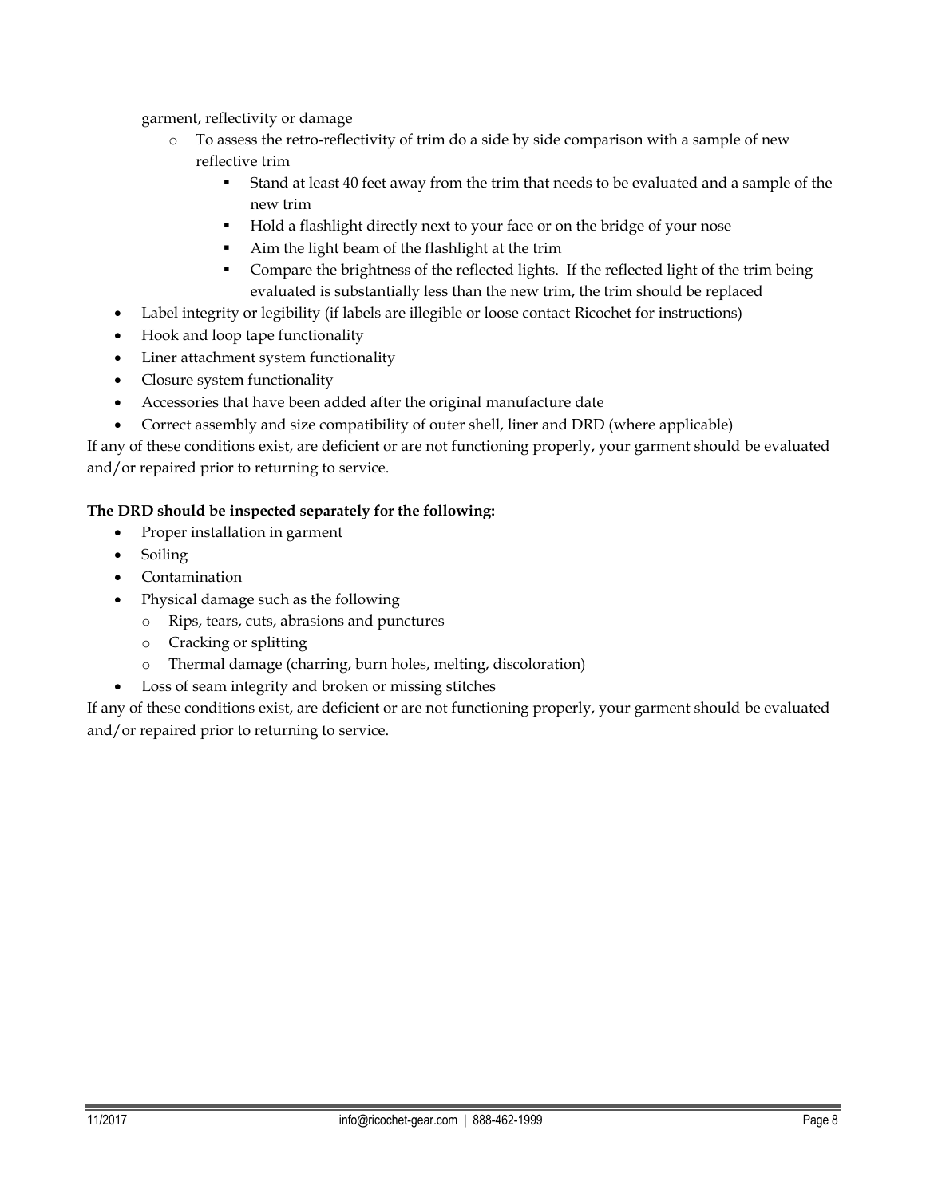garment, reflectivity or damage

    - To assess the retro-reflectivity of trim do a side by side comparison with a sample of new reflective trim
        - Stand at least 40 feet away from the trim that needs to be evaluated and a sample of the new trim
        - Hold a flashlight directly next to your face or on the bridge of your nose
        - Aim the light beam of the flashlight at the trim
        - Compare the brightness of the reflected lights. If the reflected light of the trim being evaluated is substantially less than the new trim, the trim should be replaced
- Label integrity or legibility (if labels are illegible or loose contact Ricochet for instructions)
- Hook and loop tape functionality
- Liner attachment system functionality
- Closure system functionality
- Accessories that have been added after the original manufacture date
- Correct assembly and size compatibility of outer shell, liner and DRD (where applicable)

If any of these conditions exist, are deficient or are not functioning properly, your garment should be evaluated and/or repaired prior to returning to service.

**The DRD should be inspected separately for the following:**

- Proper installation in garment
- Soiling
- Contamination
- Physical damage such as the following
    - Rips, tears, cuts, abrasions and punctures
    - Cracking or splitting
    - Thermal damage (charring, burn holes, melting, discoloration)
- Loss of seam integrity and broken or missing stitches

If any of these conditions exist, are deficient or are not functioning properly, your garment should be evaluated and/or repaired prior to returning to service.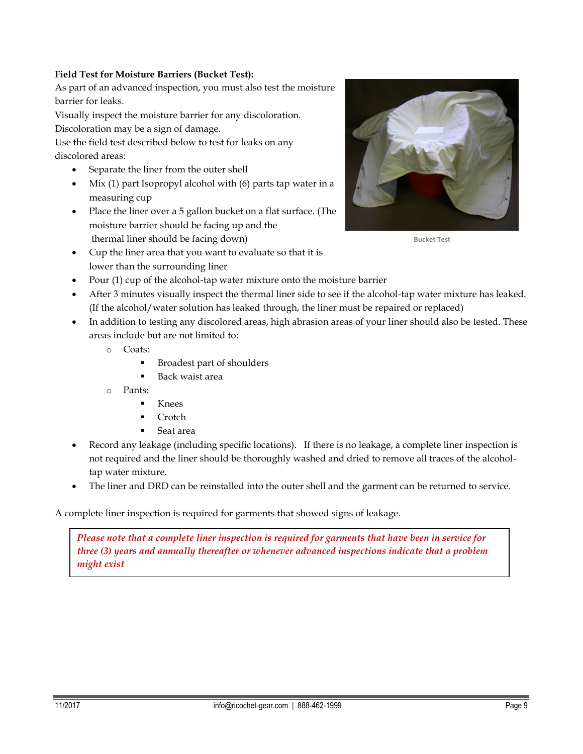**Field Test for Moisture Barriers (Bucket Test):**

As part of an advanced inspection, you must also test the moisture barrier for leaks.

Visually inspect the moisture barrier for any discoloration. Discoloration may be a sign of damage.

Use the field test described below to test for leaks on any discolored areas:

- Separate the liner from the outer shell
- Mix (1) part Isopropyl alcohol with (6) parts tap water in a measuring cup
- Place the liner over a 5 gallon bucket on a flat surface. (The moisture barrier should be facing up and the thermal liner should be facing down)
- Cup the liner area that you want to evaluate so that it is lower than the surrounding liner
- Pour (1) cup of the alcohol-tap water mixture onto the moisture barrier
- After 3 minutes visually inspect the thermal liner side to see if the alcohol-tap water mixture has leaked. (If the alcohol/water solution has leaked through, the liner must be repaired or replaced)
- In addition to testing any discolored areas, high abrasion areas of your liner should also be tested. These areas include but are not limited to:
  - Coats:
    - Broadest part of shoulders
    - Back waist area
  - Pants:
    - Knees
    - Crotch
    - Seat area
- Record any leakage (including specific locations). If there is no leakage, a complete liner inspection is not required and the liner should be thoroughly washed and dried to remove all traces of the alcohol-tap water mixture.
- The liner and DRD can be reinstalled into the outer shell and the garment can be returned to service.

Bucket Test

A complete liner inspection is required for garments that showed signs of leakage.

*Please note that a complete liner inspection is required for garments that have been in service for three (3) years and annually thereafter or whenever advanced inspections indicate that a problem might exist*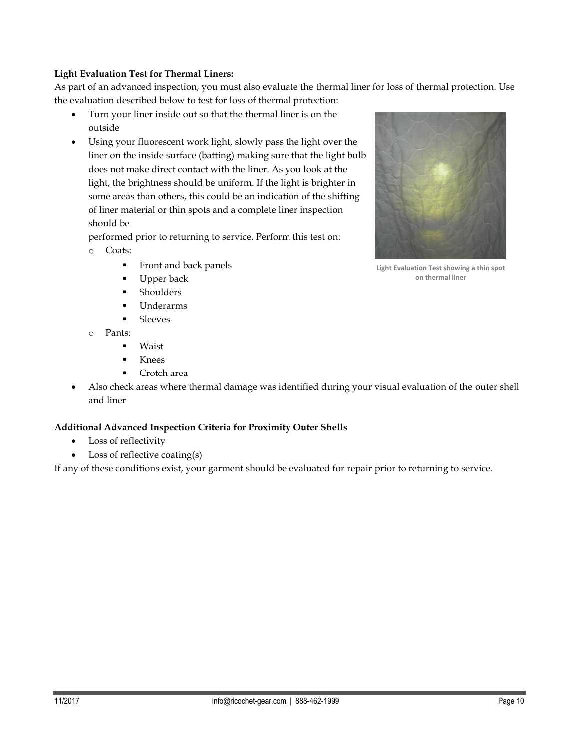**Light Evaluation Test for Thermal Liners:**

As part of an advanced inspection, you must also evaluate the thermal liner for loss of thermal protection. Use the evaluation described below to test for loss of thermal protection:

- Turn your liner inside out so that the thermal liner is on the outside
- Using your fluorescent work light, slowly pass the light over the liner on the inside surface (batting) making sure that the light bulb does not make direct contact with the liner. As you look at the light, the brightness should be uniform. If the light is brighter in some areas than others, this could be an indication of the shifting of liner material or thin spots and a complete liner inspection should be performed prior to returning to service. Perform this test on:
  - Coats:
    - Front and back panels
    - Upper back
    - Shoulders
    - Underarms
    - Sleeves
  - Pants:
    - Waist
    - Knees
    - Crotch area
- Also check areas where thermal damage was identified during your visual evaluation of the outer shell and liner

Light Evaluation Test showing a thin spot on thermal liner

**Additional Advanced Inspection Criteria for Proximity Outer Shells**

- Loss of reflectivity
- Loss of reflective coating(s)

If any of these conditions exist, your garment should be evaluated for repair prior to returning to service.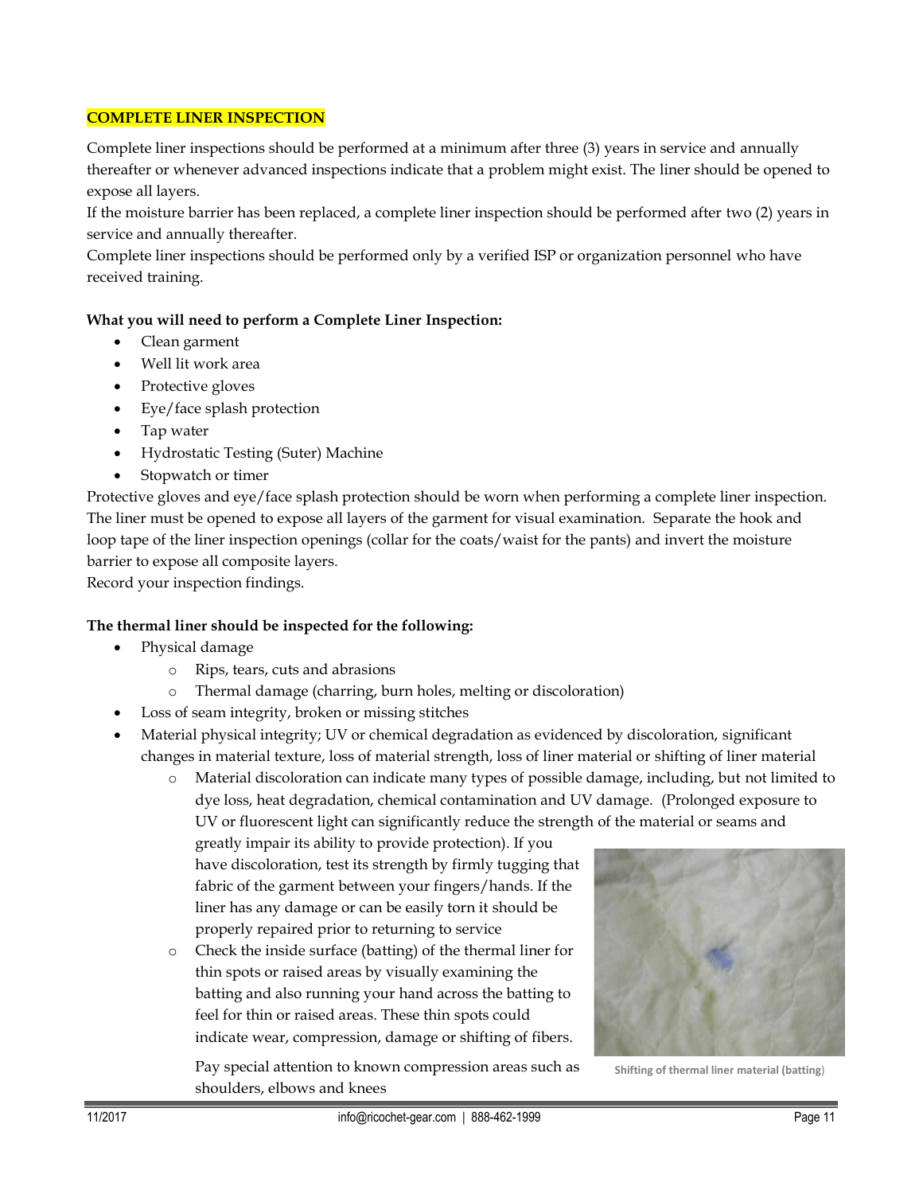## COMPLETE LINER INSPECTION

Complete liner inspections should be performed at a minimum after three (3) years in service and annually thereafter or whenever advanced inspections indicate that a problem might exist. The liner should be opened to expose all layers.

If the moisture barrier has been replaced, a complete liner inspection should be performed after two (2) years in service and annually thereafter.

Complete liner inspections should be performed only by a verified ISP or organization personnel who have received training.

**What you will need to perform a Complete Liner Inspection:**

- Clean garment
- Well lit work area
- Protective gloves
- Eye/face splash protection
- Tap water
- Hydrostatic Testing (Suter) Machine
- Stopwatch or timer

Protective gloves and eye/face splash protection should be worn when performing a complete liner inspection. The liner must be opened to expose all layers of the garment for visual examination. Separate the hook and loop tape of the liner inspection openings (collar for the coats/waist for the pants) and invert the moisture barrier to expose all composite layers.

Record your inspection findings.

**The thermal liner should be inspected for the following:**

- Physical damage
  - Rips, tears, cuts and abrasions
  - Thermal damage (charring, burn holes, melting or discoloration)
- Loss of seam integrity, broken or missing stitches
- Material physical integrity; UV or chemical degradation as evidenced by discoloration, significant changes in material texture, loss of material strength, loss of liner material or shifting of liner material
  - Material discoloration can indicate many types of possible damage, including, but not limited to dye loss, heat degradation, chemical contamination and UV damage. (Prolonged exposure to UV or fluorescent light can significantly reduce the strength of the material or seams and greatly impair its ability to provide protection). If you have discoloration, test its strength by firmly tugging that fabric of the garment between your fingers/hands. If the liner has any damage or can be easily torn it should be properly repaired prior to returning to service
  - Check the inside surface (batting) of the thermal liner for thin spots or raised areas by visually examining the batting and also running your hand across the batting to feel for thin or raised areas. These thin spots could indicate wear, compression, damage or shifting of fibers.

    Pay special attention to known compression areas such as shoulders, elbows and knees

Shifting of thermal liner material (batting)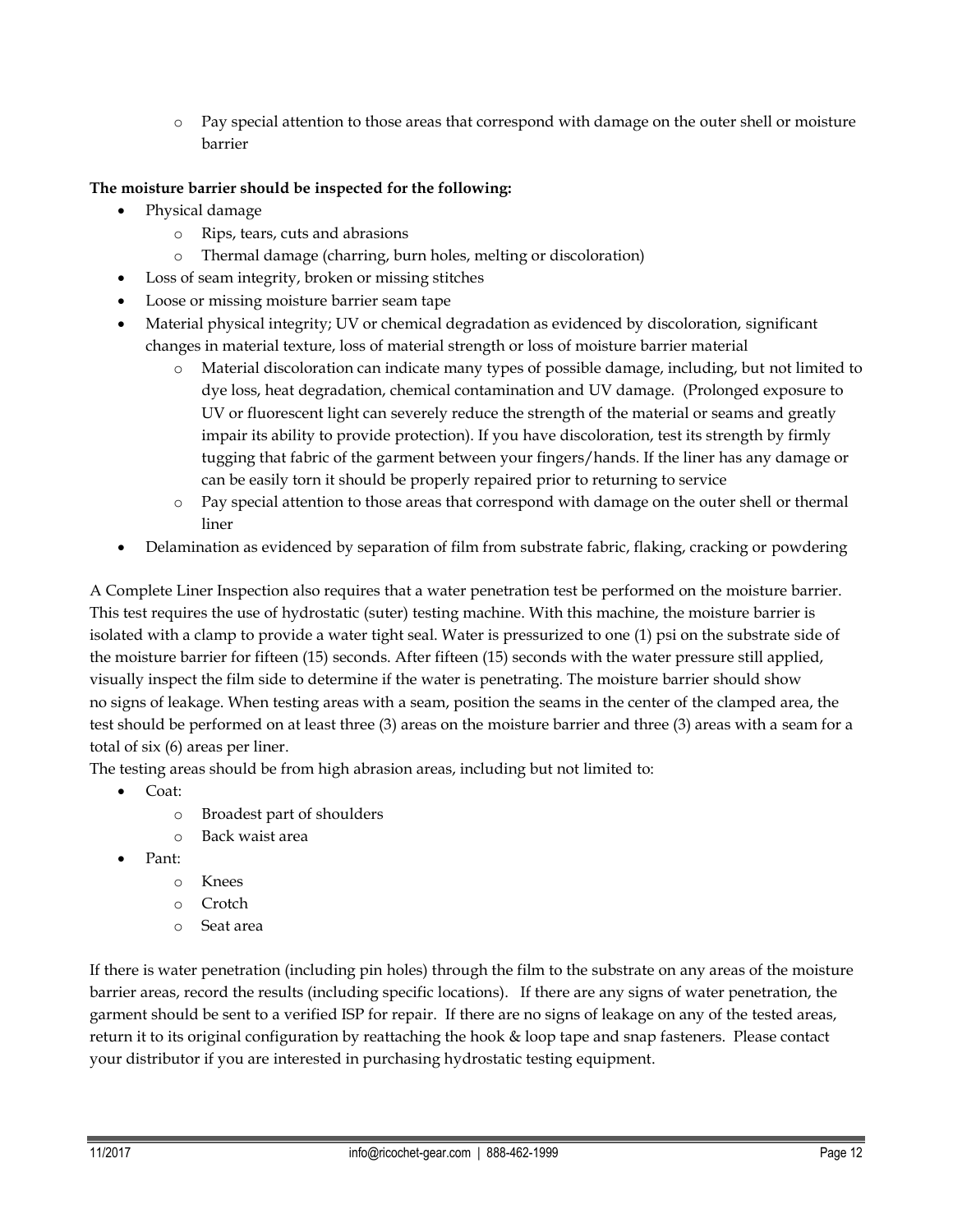- Pay special attention to those areas that correspond with damage on the outer shell or moisture barrier

**The moisture barrier should be inspected for the following:**

- Physical damage
  - Rips, tears, cuts and abrasions
  - Thermal damage (charring, burn holes, melting or discoloration)
- Loss of seam integrity, broken or missing stitches
- Loose or missing moisture barrier seam tape
- Material physical integrity; UV or chemical degradation as evidenced by discoloration, significant changes in material texture, loss of material strength or loss of moisture barrier material
  - Material discoloration can indicate many types of possible damage, including, but not limited to dye loss, heat degradation, chemical contamination and UV damage. (Prolonged exposure to UV or fluorescent light can severely reduce the strength of the material or seams and greatly impair its ability to provide protection). If you have discoloration, test its strength by firmly tugging that fabric of the garment between your fingers/hands. If the liner has any damage or can be easily torn it should be properly repaired prior to returning to service
  - Pay special attention to those areas that correspond with damage on the outer shell or thermal liner
- Delamination as evidenced by separation of film from substrate fabric, flaking, cracking or powdering

A Complete Liner Inspection also requires that a water penetration test be performed on the moisture barrier. This test requires the use of hydrostatic (suter) testing machine. With this machine, the moisture barrier is isolated with a clamp to provide a water tight seal. Water is pressurized to one (1) psi on the substrate side of the moisture barrier for fifteen (15) seconds. After fifteen (15) seconds with the water pressure still applied, visually inspect the film side to determine if the water is penetrating. The moisture barrier should show no signs of leakage. When testing areas with a seam, position the seams in the center of the clamped area, the test should be performed on at least three (3) areas on the moisture barrier and three (3) areas with a seam for a total of six (6) areas per liner.

The testing areas should be from high abrasion areas, including but not limited to:

- Coat:
  - Broadest part of shoulders
  - Back waist area
- Pant:
  - Knees
  - Crotch
  - Seat area

If there is water penetration (including pin holes) through the film to the substrate on any areas of the moisture barrier areas, record the results (including specific locations). If there are any signs of water penetration, the garment should be sent to a verified ISP for repair. If there are no signs of leakage on any of the tested areas, return it to its original configuration by reattaching the hook & loop tape and snap fasteners. Please contact your distributor if you are interested in purchasing hydrostatic testing equipment.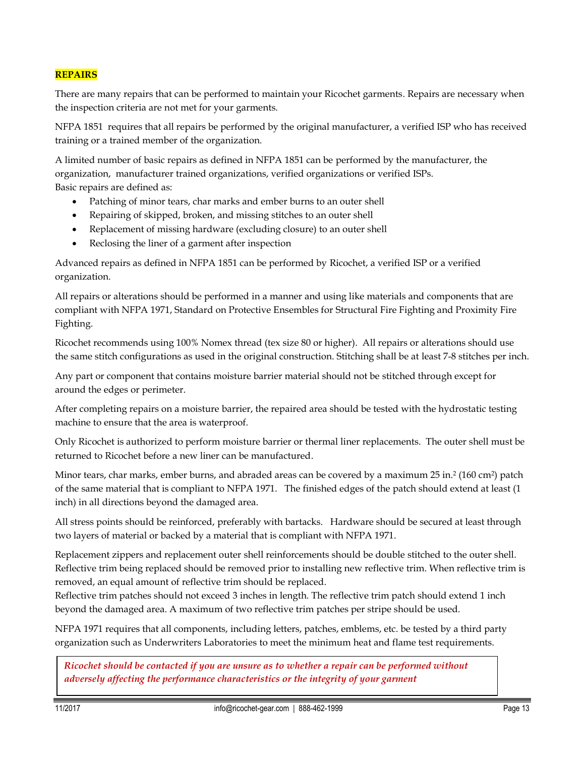## REPAIRS

There are many repairs that can be performed to maintain your Ricochet garments. Repairs are necessary when the inspection criteria are not met for your garments.

NFPA 1851 requires that all repairs be performed by the original manufacturer, a verified ISP who has received training or a trained member of the organization.

A limited number of basic repairs as defined in NFPA 1851 can be performed by the manufacturer, the organization, manufacturer trained organizations, verified organizations or verified ISPs.
Basic repairs are defined as:

- Patching of minor tears, char marks and ember burns to an outer shell
- Repairing of skipped, broken, and missing stitches to an outer shell
- Replacement of missing hardware (excluding closure) to an outer shell
- Reclosing the liner of a garment after inspection

Advanced repairs as defined in NFPA 1851 can be performed by Ricochet, a verified ISP or a verified organization.

All repairs or alterations should be performed in a manner and using like materials and components that are compliant with NFPA 1971, Standard on Protective Ensembles for Structural Fire Fighting and Proximity Fire Fighting.

Ricochet recommends using 100% Nomex thread (tex size 80 or higher). All repairs or alterations should use the same stitch configurations as used in the original construction. Stitching shall be at least 7-8 stitches per inch.

Any part or component that contains moisture barrier material should not be stitched through except for around the edges or perimeter.

After completing repairs on a moisture barrier, the repaired area should be tested with the hydrostatic testing machine to ensure that the area is waterproof.

Only Ricochet is authorized to perform moisture barrier or thermal liner replacements. The outer shell must be returned to Ricochet before a new liner can be manufactured.

Minor tears, char marks, ember burns, and abraded areas can be covered by a maximum 25 in.$^2$ (160 cm$^2$) patch of the same material that is compliant to NFPA 1971. The finished edges of the patch should extend at least (1 inch) in all directions beyond the damaged area.

All stress points should be reinforced, preferably with bartacks. Hardware should be secured at least through two layers of material or backed by a material that is compliant with NFPA 1971.

Replacement zippers and replacement outer shell reinforcements should be double stitched to the outer shell. Reflective trim being replaced should be removed prior to installing new reflective trim. When reflective trim is removed, an equal amount of reflective trim should be replaced.
Reflective trim patches should not exceed 3 inches in length. The reflective trim patch should extend 1 inch beyond the damaged area. A maximum of two reflective trim patches per stripe should be used.

NFPA 1971 requires that all components, including letters, patches, emblems, etc. be tested by a third party organization such as Underwriters Laboratories to meet the minimum heat and flame test requirements.

> ***Ricochet should be contacted if you are unsure as to whether a repair can be performed without adversely affecting the performance characteristics or the integrity of your garment***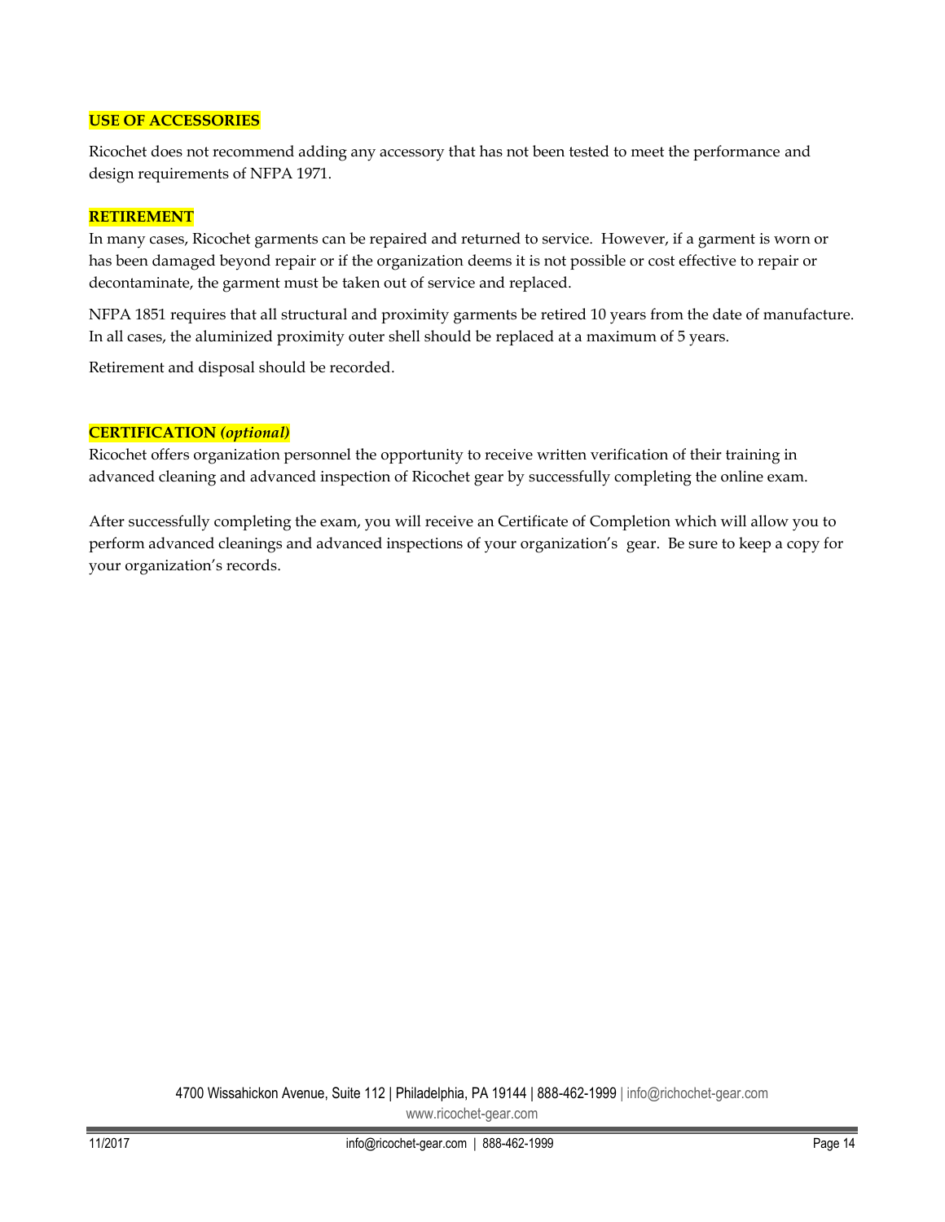## USE OF ACCESSORIES

Ricochet does not recommend adding any accessory that has not been tested to meet the performance and design requirements of NFPA 1971.

## RETIREMENT

In many cases, Ricochet garments can be repaired and returned to service. However, if a garment is worn or has been damaged beyond repair or if the organization deems it is not possible or cost effective to repair or decontaminate, the garment must be taken out of service and replaced.

NFPA 1851 requires that all structural and proximity garments be retired 10 years from the date of manufacture. In all cases, the aluminized proximity outer shell should be replaced at a maximum of 5 years.

Retirement and disposal should be recorded.

## CERTIFICATION *(optional)*

Ricochet offers organization personnel the opportunity to receive written verification of their training in advanced cleaning and advanced inspection of Ricochet gear by successfully completing the online exam.

After successfully completing the exam, you will receive an Certificate of Completion which will allow you to perform advanced cleanings and advanced inspections of your organization's gear. Be sure to keep a copy for your organization's records.